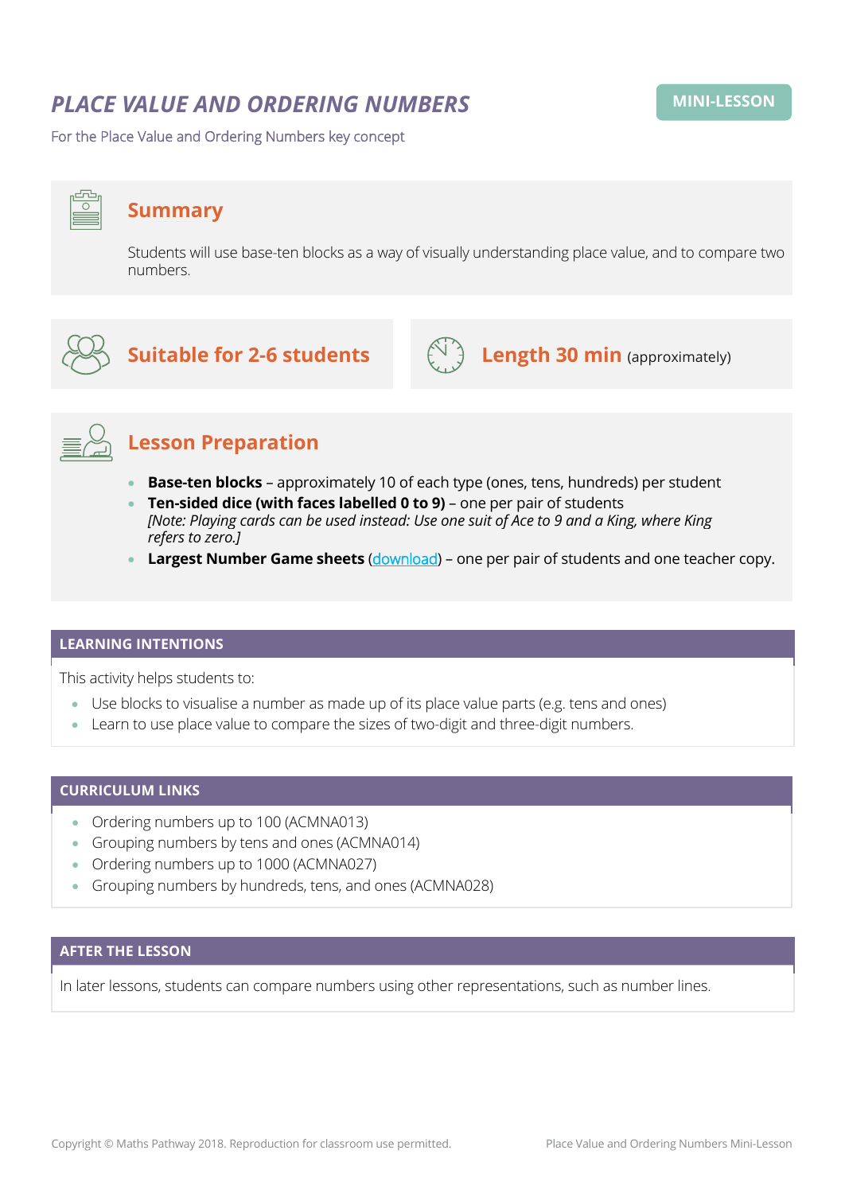# PLACE VALUE AND ORDERING NUMBERS

**MINI-LESSON**

For the Place Value and Ordering Numbers key concept

## Summary

Students will use base-ten blocks as a way of visually understanding place value, and to compare two numbers.

## Suitable for 2-6 students

## Length 30 min (approximately)

## Lesson Preparation

- **Base-ten blocks** – approximately 10 of each type (ones, tens, hundreds) per student
- **Ten-sided dice (with faces labelled 0 to 9)** – one per pair of students
  *[Note: Playing cards can be used instead: Use one suit of Ace to 9 and a King, where King refers to zero.]*
- **Largest Number Game sheets** (download) – one per pair of students and one teacher copy.

## LEARNING INTENTIONS

This activity helps students to:

- Use blocks to visualise a number as made up of its place value parts (e.g. tens and ones)
- Learn to use place value to compare the sizes of two-digit and three-digit numbers.

## CURRICULUM LINKS

- Ordering numbers up to 100 (ACMNA013)
- Grouping numbers by tens and ones (ACMNA014)
- Ordering numbers up to 1000 (ACMNA027)
- Grouping numbers by hundreds, tens, and ones (ACMNA028)

## AFTER THE LESSON

In later lessons, students can compare numbers using other representations, such as number lines.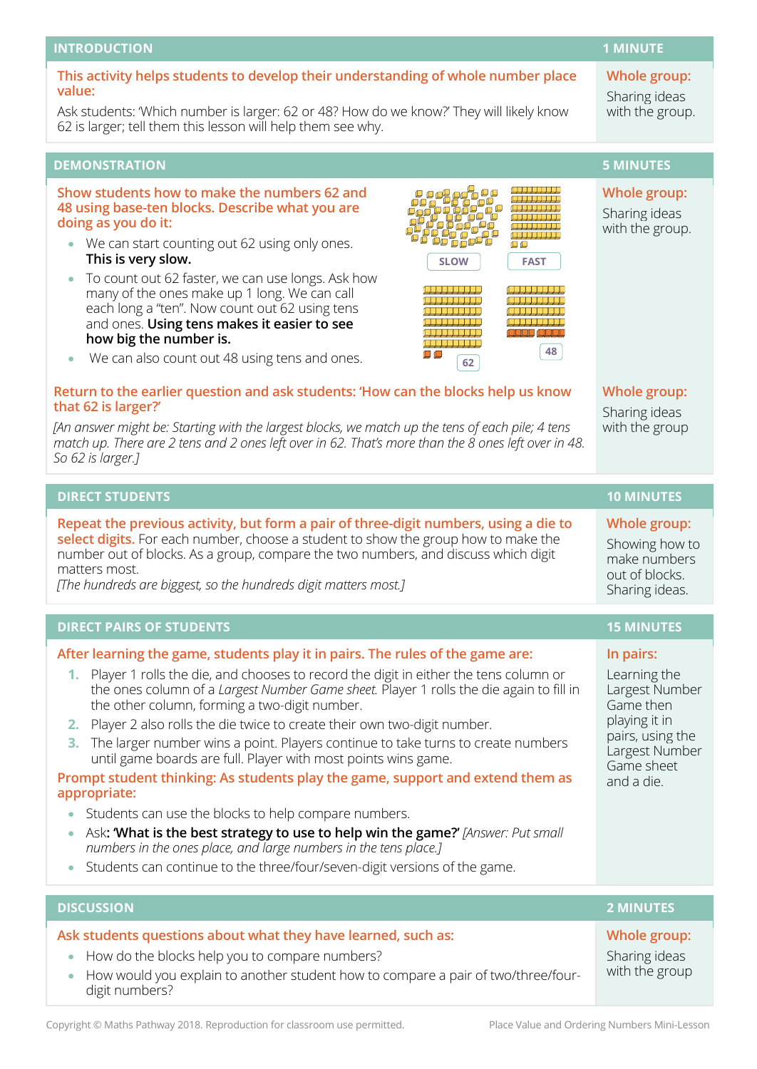## INTRODUCTION — 1 MINUTE

**This activity helps students to develop their understanding of whole number place value:**

Ask students: 'Which number is larger: 62 or 48? How do we know?' They will likely know 62 is larger; tell them this lesson will help them see why.

**Whole group:** Sharing ideas with the group.

## DEMONSTRATION — 5 MINUTES

**Show students how to make the numbers 62 and 48 using base-ten blocks. Describe what you are doing as you do it:**

- We can start counting out 62 using only ones. **This is very slow.**
- To count out 62 faster, we can use longs. Ask how many of the ones make up 1 long. We can call each long a "ten". Now count out 62 using tens and ones. **Using tens makes it easier to see how big the number is.**
- We can also count out 48 using tens and ones.

SLOW

FAST

62

48

**Whole group:** Sharing ideas with the group.

**Return to the earlier question and ask students: 'How can the blocks help us know that 62 is larger?'**

*[An answer might be: Starting with the largest blocks, we match up the tens of each pile; 4 tens match up. There are 2 tens and 2 ones left over in 62. That's more than the 8 ones left over in 48. So 62 is larger.]*

**Whole group:** Sharing ideas with the group

## DIRECT STUDENTS — 10 MINUTES

**Repeat the previous activity, but form a pair of three-digit numbers, using a die to select digits.** For each number, choose a student to show the group how to make the number out of blocks. As a group, compare the two numbers, and discuss which digit matters most.

*[The hundreds are biggest, so the hundreds digit matters most.]*

**Whole group:** Showing how to make numbers out of blocks. Sharing ideas.

## DIRECT PAIRS OF STUDENTS — 15 MINUTES

**After learning the game, students play it in pairs. The rules of the game are:**

1. Player 1 rolls the die, and chooses to record the digit in either the tens column or the ones column of a *Largest Number Game sheet.* Player 1 rolls the die again to fill in the other column, forming a two-digit number.
2. Player 2 also rolls the die twice to create their own two-digit number.
3. The larger number wins a point. Players continue to take turns to create numbers until game boards are full. Player with most points wins game.

**Prompt student thinking: As students play the game, support and extend them as appropriate:**

- Students can use the blocks to help compare numbers.
- Ask: **'What is the best strategy to use to help win the game?'** *[Answer: Put small numbers in the ones place, and large numbers in the tens place.]*
- Students can continue to the three/four/seven-digit versions of the game.

**In pairs:** Learning the Largest Number Game then playing it in pairs, using the Largest Number Game sheet and a die.

## DISCUSSION — 2 MINUTES

**Ask students questions about what they have learned, such as:**

- How do the blocks help you to compare numbers?
- How would you explain to another student how to compare a pair of two/three/four-digit numbers?

**Whole group:** Sharing ideas with the group

Copyright © Maths Pathway 2018. Reproduction for classroom use permitted.